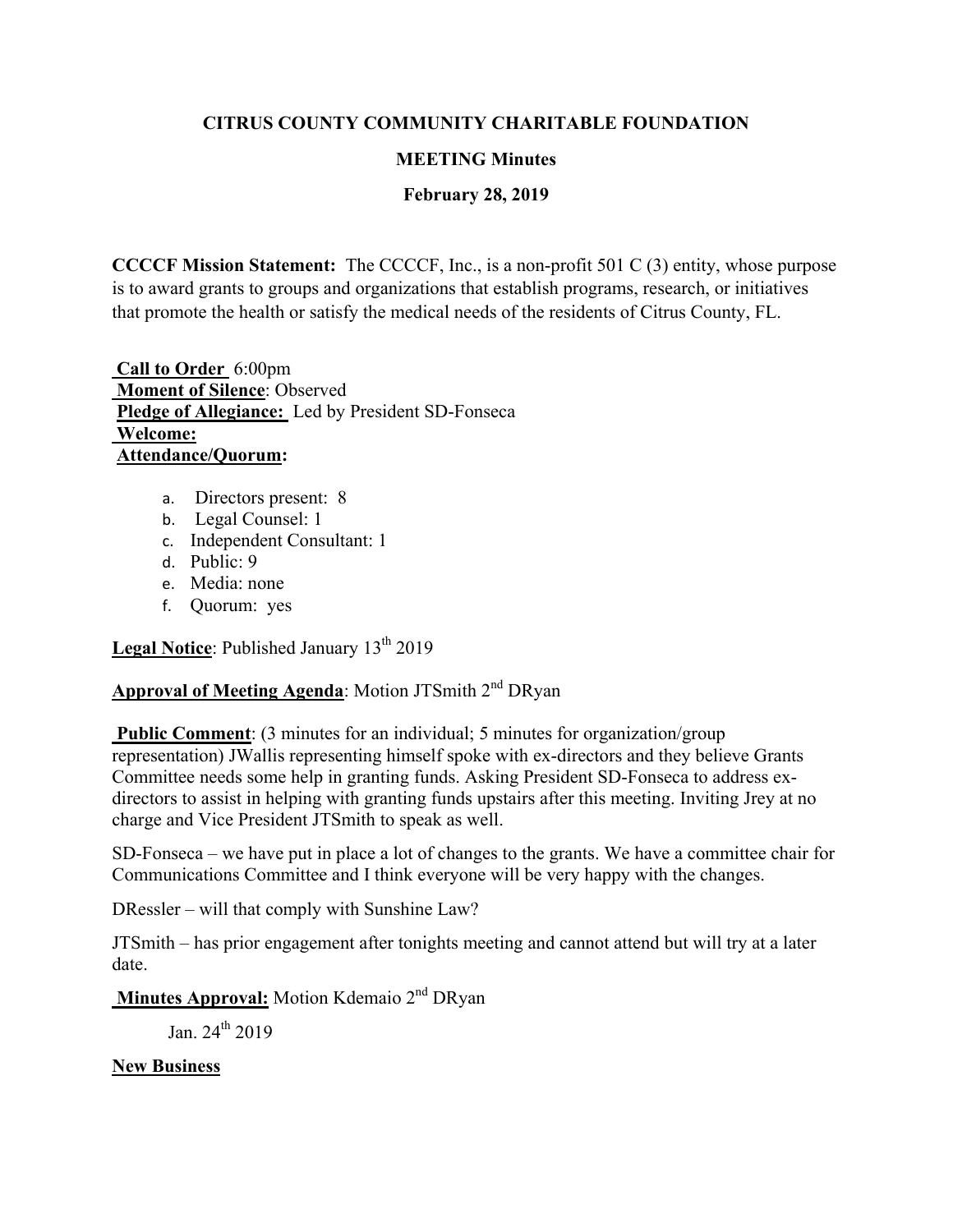**CITRUS COUNTY COMMUNITY CHARITABLE FOUNDATION**

**MEETING Minutes**

**February 28, 2019**

**CCCCF Mission Statement:** The CCCCF, Inc., is a non-profit 501 C (3) entity, whose purpose is to award grants to groups and organizations that establish programs, research, or initiatives that promote the health or satisfy the medical needs of the residents of Citrus County, FL.

**Call to Order** 6:00pm
**Moment of Silence**: Observed
**Pledge of Allegiance:** Led by President SD-Fonseca
**Welcome:**
**Attendance/Quorum:**

a. Directors present: 8
b. Legal Counsel: 1
c. Independent Consultant: 1
d. Public: 9
e. Media: none
f. Quorum: yes

**Legal Notice**: Published January 13th 2019

**Approval of Meeting Agenda**: Motion JTSmith 2nd DRyan

**Public Comment**: (3 minutes for an individual; 5 minutes for organization/group representation) JWallis representing himself spoke with ex-directors and they believe Grants Committee needs some help in granting funds. Asking President SD-Fonseca to address ex-directors to assist in helping with granting funds upstairs after this meeting. Inviting Jrey at no charge and Vice President JTSmith to speak as well.

SD-Fonseca – we have put in place a lot of changes to the grants. We have a committee chair for Communications Committee and I think everyone will be very happy with the changes.

DRessler – will that comply with Sunshine Law?

JTSmith – has prior engagement after tonights meeting and cannot attend but will try at a later date.

**Minutes Approval:** Motion Kdemaio 2nd DRyan

Jan. 24th 2019

**New Business**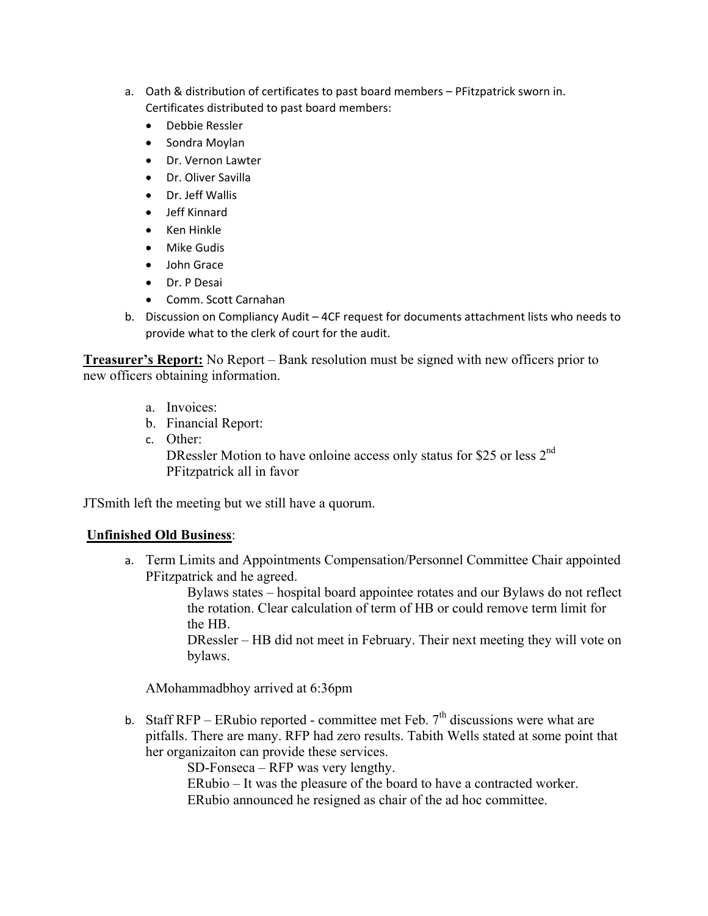a. Oath & distribution of certificates to past board members – PFitzpatrick sworn in. Certificates distributed to past board members:
   - Debbie Ressler
   - Sondra Moylan
   - Dr. Vernon Lawter
   - Dr. Oliver Savilla
   - Dr. Jeff Wallis
   - Jeff Kinnard
   - Ken Hinkle
   - Mike Gudis
   - John Grace
   - Dr. P Desai
   - Comm. Scott Carnahan

b. Discussion on Compliancy Audit – 4CF request for documents attachment lists who needs to provide what to the clerk of court for the audit.

**Treasurer's Report:** No Report – Bank resolution must be signed with new officers prior to new officers obtaining information.

a. Invoices:
b. Financial Report:
c. Other:
   DRessler Motion to have onloine access only status for $25 or less 2nd PFitzpatrick all in favor

JTSmith left the meeting but we still have a quorum.

**Unfinished Old Business**:

a. Term Limits and Appointments Compensation/Personnel Committee Chair appointed PFitzpatrick and he agreed.
   
   Bylaws states – hospital board appointee rotates and our Bylaws do not reflect the rotation. Clear calculation of term of HB or could remove term limit for the HB.
   
   DRessler – HB did not meet in February. Their next meeting they will vote on bylaws.

   AMohammadbhoy arrived at 6:36pm

b. Staff RFP – ERubio reported - committee met Feb. 7th discussions were what are pitfalls. There are many. RFP had zero results. Tabith Wells stated at some point that her organizaiton can provide these services.
   
   SD-Fonseca – RFP was very lengthy.
   
   ERubio – It was the pleasure of the board to have a contracted worker.
   
   ERubio announced he resigned as chair of the ad hoc committee.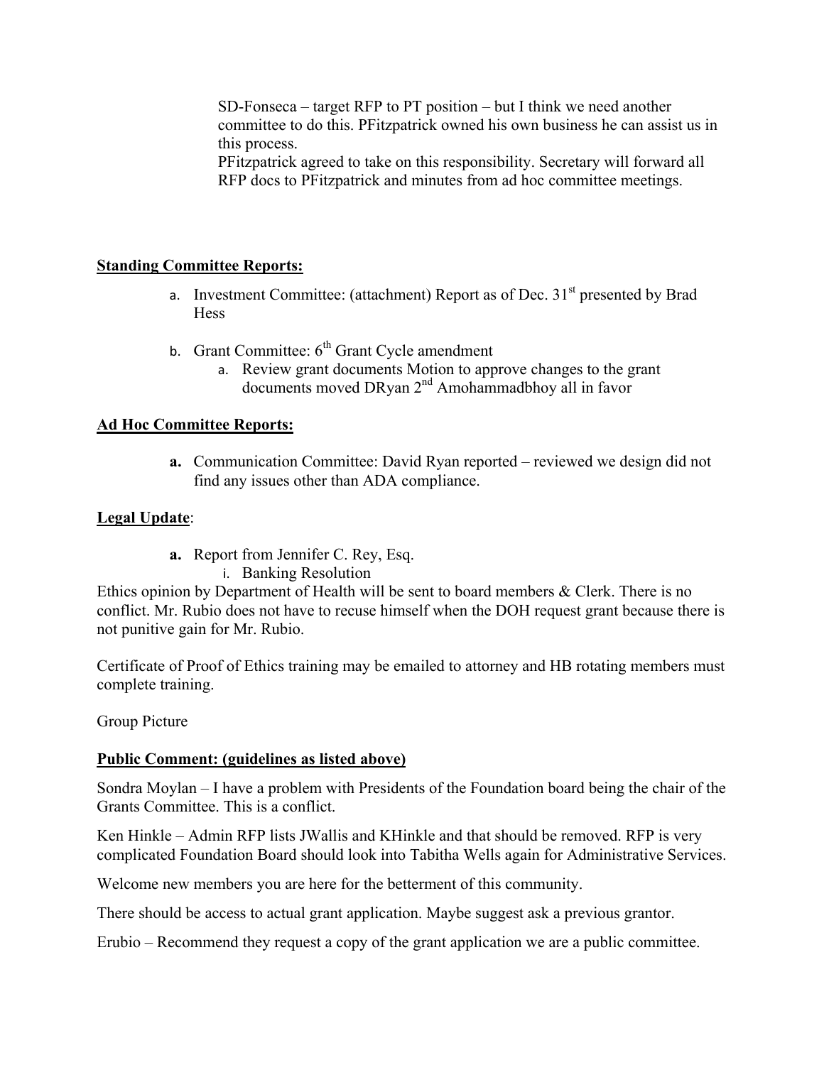SD-Fonseca – target RFP to PT position – but I think we need another committee to do this. PFitzpatrick owned his own business he can assist us in this process.
PFitzpatrick agreed to take on this responsibility. Secretary will forward all RFP docs to PFitzpatrick and minutes from ad hoc committee meetings.

**Standing Committee Reports:**

a. Investment Committee: (attachment) Report as of Dec. 31st presented by Brad Hess

b. Grant Committee: 6th Grant Cycle amendment
   a. Review grant documents Motion to approve changes to the grant documents moved DRyan 2nd Amohammadbhoy all in favor

**Ad Hoc Committee Reports:**

**a.** Communication Committee: David Ryan reported – reviewed we design did not find any issues other than ADA compliance.

**Legal Update**:

**a.** Report from Jennifer C. Rey, Esq.
   i. Banking Resolution

Ethics opinion by Department of Health will be sent to board members & Clerk. There is no conflict. Mr. Rubio does not have to recuse himself when the DOH request grant because there is not punitive gain for Mr. Rubio.

Certificate of Proof of Ethics training may be emailed to attorney and HB rotating members must complete training.

Group Picture

**Public Comment: (guidelines as listed above)**

Sondra Moylan – I have a problem with Presidents of the Foundation board being the chair of the Grants Committee. This is a conflict.

Ken Hinkle – Admin RFP lists JWallis and KHinkle and that should be removed. RFP is very complicated Foundation Board should look into Tabitha Wells again for Administrative Services.

Welcome new members you are here for the betterment of this community.

There should be access to actual grant application. Maybe suggest ask a previous grantor.

Erubio – Recommend they request a copy of the grant application we are a public committee.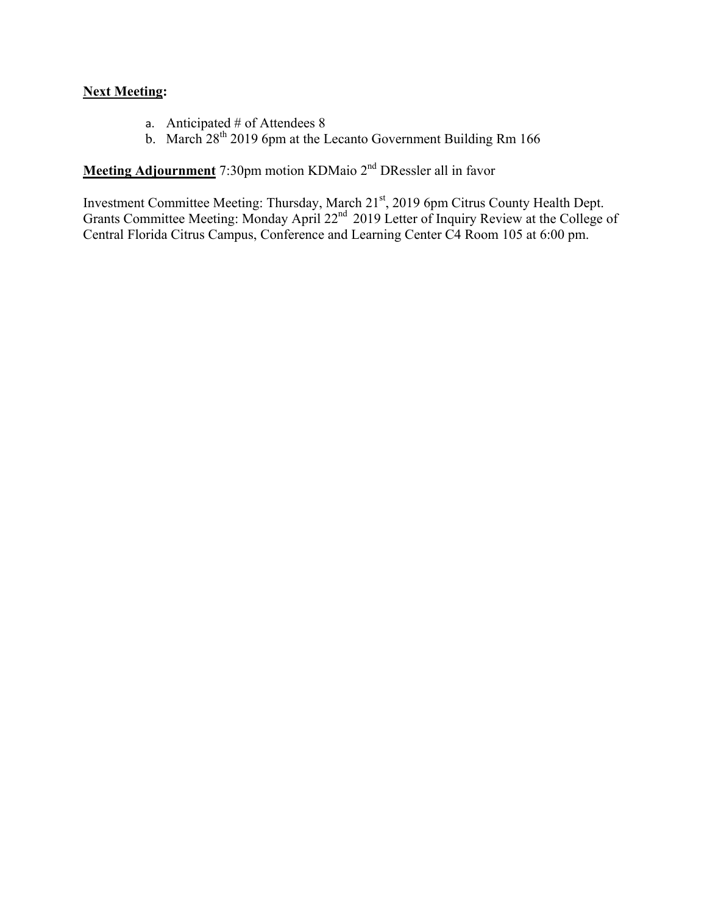**<u>Next Meeting</u>:**

a. Anticipated # of Attendees 8
b. March 28th 2019 6pm at the Lecanto Government Building Rm 166

**<u>Meeting Adjournment</u>** 7:30pm motion KDMaio 2nd DRessler all in favor

Investment Committee Meeting: Thursday, March 21st, 2019 6pm Citrus County Health Dept.
Grants Committee Meeting: Monday April 22nd 2019 Letter of Inquiry Review at the College of Central Florida Citrus Campus, Conference and Learning Center C4 Room 105 at 6:00 pm.